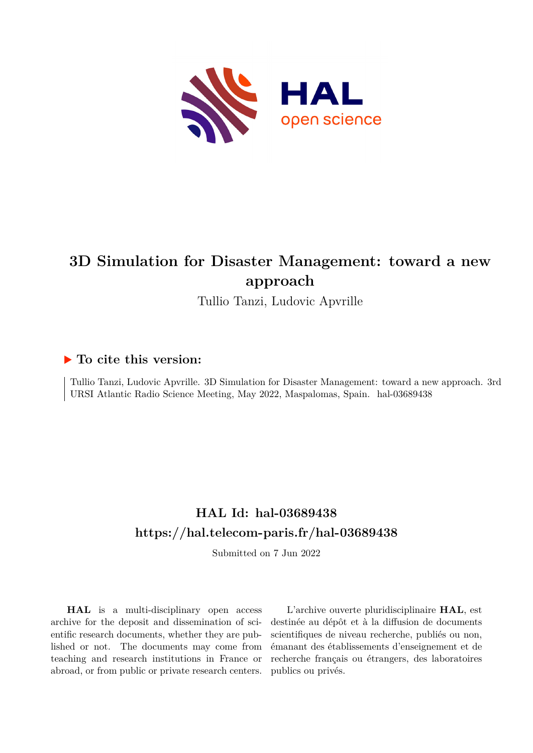# 3D Simulation for Disaster Management: toward a new approach

Tullio Tanzi, Ludovic Apvrille

## ▶ To cite this version:

Tullio Tanzi, Ludovic Apvrille. 3D Simulation for Disaster Management: toward a new approach. 3rd URSI Atlantic Radio Science Meeting, May 2022, Maspalomas, Spain. hal-03689438

## HAL Id: hal-03689438
## https://hal.telecom-paris.fr/hal-03689438

Submitted on 7 Jun 2022

**HAL** is a multi-disciplinary open access archive for the deposit and dissemination of scientific research documents, whether they are published or not. The documents may come from teaching and research institutions in France or abroad, or from public or private research centers.

L'archive ouverte pluridisciplinaire **HAL**, est destinée au dépôt et à la diffusion de documents scientifiques de niveau recherche, publiés ou non, émanant des établissements d'enseignement et de recherche français ou étrangers, des laboratoires publics ou privés.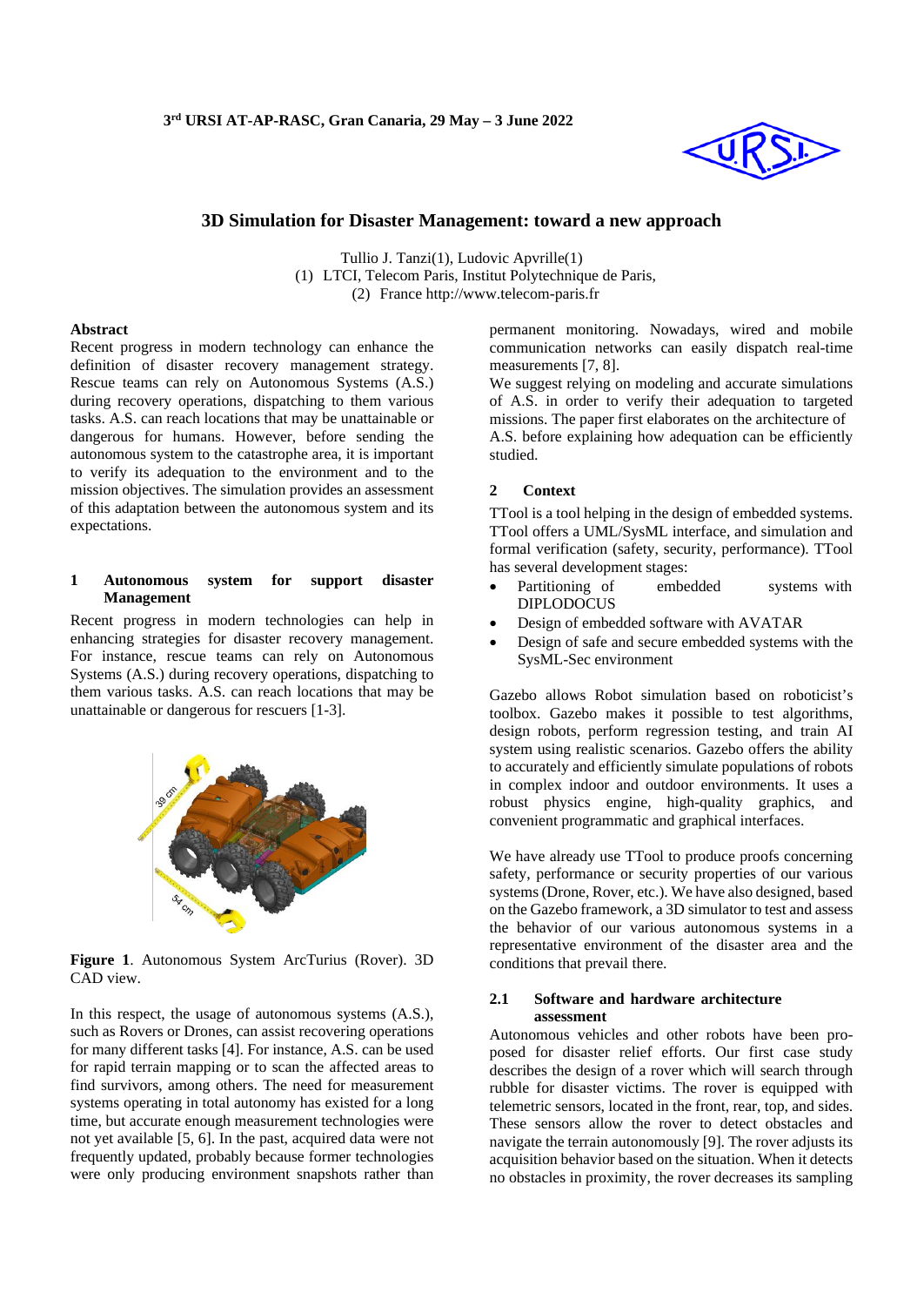3rd URSI AT-AP-RASC, Gran Canaria, 29 May – 3 June 2022

# 3D Simulation for Disaster Management: toward a new approach

Tullio J. Tanzi(1), Ludovic Apvrille(1)
(1) LTCI, Telecom Paris, Institut Polytechnique de Paris,
(2) France http://www.telecom-paris.fr

## Abstract

Recent progress in modern technology can enhance the definition of disaster recovery management strategy. Rescue teams can rely on Autonomous Systems (A.S.) during recovery operations, dispatching to them various tasks. A.S. can reach locations that may be unattainable or dangerous for humans. However, before sending the autonomous system to the catastrophe area, it is important to verify its adequation to the environment and to the mission objectives. The simulation provides an assessment of this adaptation between the autonomous system and its expectations.

## 1 Autonomous system for support disaster Management

Recent progress in modern technologies can help in enhancing strategies for disaster recovery management. For instance, rescue teams can rely on Autonomous Systems (A.S.) during recovery operations, dispatching to them various tasks. A.S. can reach locations that may be unattainable or dangerous for rescuers [1-3].

39 cm

54 cm

**Figure 1**. Autonomous System ArcTurius (Rover). 3D CAD view.

In this respect, the usage of autonomous systems (A.S.), such as Rovers or Drones, can assist recovering operations for many different tasks [4]. For instance, A.S. can be used for rapid terrain mapping or to scan the affected areas to find survivors, among others. The need for measurement systems operating in total autonomy has existed for a long time, but accurate enough measurement technologies were not yet available [5, 6]. In the past, acquired data were not frequently updated, probably because former technologies were only producing environment snapshots rather than permanent monitoring. Nowadays, wired and mobile communication networks can easily dispatch real-time measurements [7, 8].

We suggest relying on modeling and accurate simulations of A.S. in order to verify their adequation to targeted missions. The paper first elaborates on the architecture of A.S. before explaining how adequation can be efficiently studied.

## 2 Context

TTool is a tool helping in the design of embedded systems. TTool offers a UML/SysML interface, and simulation and formal verification (safety, security, performance). TTool has several development stages:

- Partitioning of embedded systems with DIPLODOCUS
- Design of embedded software with AVATAR
- Design of safe and secure embedded systems with the SysML-Sec environment

Gazebo allows Robot simulation based on roboticist's toolbox. Gazebo makes it possible to test algorithms, design robots, perform regression testing, and train AI system using realistic scenarios. Gazebo offers the ability to accurately and efficiently simulate populations of robots in complex indoor and outdoor environments. It uses a robust physics engine, high-quality graphics, and convenient programmatic and graphical interfaces.

We have already use TTool to produce proofs concerning safety, performance or security properties of our various systems (Drone, Rover, etc.). We have also designed, based on the Gazebo framework, a 3D simulator to test and assess the behavior of our various autonomous systems in a representative environment of the disaster area and the conditions that prevail there.

### 2.1 Software and hardware architecture assessment

Autonomous vehicles and other robots have been proposed for disaster relief efforts. Our first case study describes the design of a rover which will search through rubble for disaster victims. The rover is equipped with telemetric sensors, located in the front, rear, top, and sides. These sensors allow the rover to detect obstacles and navigate the terrain autonomously [9]. The rover adjusts its acquisition behavior based on the situation. When it detects no obstacles in proximity, the rover decreases its sampling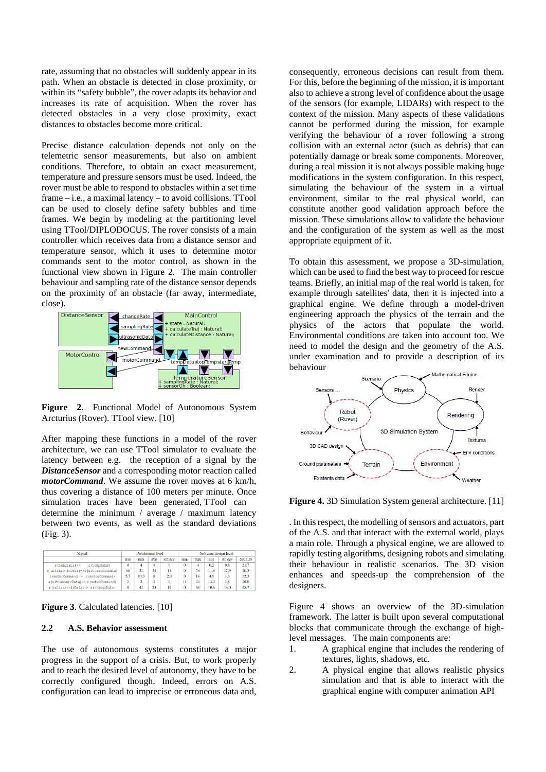rate, assuming that no obstacles will suddenly appear in its path. When an obstacle is detected in close proximity, or within its "safety bubble", the rover adapts its behavior and increases its rate of acquisition. When the rover has detected obstacles in a very close proximity, exact distances to obstacles become more critical.

Precise distance calculation depends not only on the telemetric sensor measurements, but also on ambient conditions. Therefore, to obtain an exact measurement, temperature and pressure sensors must be used. Indeed, the rover must be able to respond to obstacles within a set time frame – i.e., a maximal latency – to avoid collisions. TTool can be used to closely define safety bubbles and time frames. We begin by modeling at the partitioning level using TTool/DIPLODOCUS. The rover consists of a main controller which receives data from a distance sensor and temperature sensor, which it uses to determine motor commands sent to the motor control, as shown in the functional view shown in Figure 2. The main controller behaviour and sampling rate of the distance sensor depends on the proximity of an obstacle (far away, intermediate, close).

DistanceSensor
changeRate
samplingRate
ultrasonicData
MainControl
+ state : Natural;
+ calculateTraj : Natural;
+ calculateDistance : Natural;
newCommand
MotorControl
motorCommand
tempData stopTemp startTemp
TemperatureSensor
+ samplingRate : Natural;
+ sensorOn : Boolean;

**Figure 2.** Functional Model of Autonomous System Arcturius (Rover). TTool view. [10]

After mapping these functions in a model of the rover architecture, we can use TTool simulator to evaluate the latency between e.g. the reception of a signal by the ***DistanceSensor*** and a corresponding motor reaction called ***motorCommand***. We assume the rover moves at 6 km/h, thus covering a distance of 100 meters per minute. Once simulation traces have been generated, TTool can determine the minimum / average / maximum latency between two events, as well as the standard deviations (Fig. 3).

| Signal | Partitioning level | | | | Software design level | | | | |
|---|---|---|---|---|---|---|---|---|---|
| | min | max | avg | std dev | min | max | avg | std dev | SrCLib |
| s(tempData)-> r(tempData) | 4 | 4 | 4 | 0 | 0 | 4 | 0.2 | 0.5 | 21.7 |
| s(ultrasonicData)->r(ultrasonicData) | 16 | 52 | 34 | 18 | 0 | 56 | 11.6 | 17.9 | 20.3 |
| s(motorCommand)-> r(motorCommand) | 5.7 | 10.3 | 8 | 2.3 | 0 | 16 | 4.9 | 3.3 | 32.3 |
| s(ultrasonicData)-> r(motorCommand) | 2 | 2 | 2 | 0 | 11 | 24 | 13.2 | 2.5 | 38.0 |
| r(ultrasonicData)-> s(changeRate) | 4 | 42 | 23 | 19 | 0 | 68 | 10.6 | 13.0 | 45.7 |

**Figure 3**. Calculated latencies. [10]

## 2.2 A.S. Behavior assessment

The use of autonomous systems constitutes a major progress in the support of a crisis. But, to work properly and to reach the desired level of autonomy, they have to be correctly configured though. Indeed, errors on A.S. configuration can lead to imprecise or erroneous data and, consequently, erroneous decisions can result from them. For this, before the beginning of the mission, it is important also to achieve a strong level of confidence about the usage of the sensors (for example, LIDARs) with respect to the context of the mission. Many aspects of these validations cannot be performed during the mission, for example verifying the behaviour of a rover following a strong collision with an external actor (such as debris) that can potentially damage or break some components. Moreover, during a real mission it is not always possible making huge modifications in the system configuration. In this respect, simulating the behaviour of the system in a virtual environment, similar to the real physical world, can constitute another good validation approach before the mission. These simulations allow to validate the behaviour and the configuration of the system as well as the most appropriate equipment of it.

To obtain this assessment, we propose a 3D-simulation, which can be used to find the best way to proceed for rescue teams. Briefly, an initial map of the real world is taken, for example through satellites' data, then it is injected into a graphical engine. We define through a model-driven engineering approach the physics of the terrain and the physics of the actors that populate the world. Environmental conditions are taken into account too. We need to model the design and the geometry of the A.S. under examination and to provide a description of its behaviour

Scenario
Mathematical Engine
Sensors ...
Physics
Render
Robot (Rover)
Rendering
Behaviour
3D Simulation System
Textures
3D CAD design
Env conditions
Ground parameters
Terrain
Environment
Existents data
Weather

**Figure 4.** 3D Simulation System general architecture. [11]

. In this respect, the modelling of sensors and actuators, part of the A.S. and that interact with the external world, plays a main role. Through a physical engine, we are allowed to rapidly testing algorithms, designing robots and simulating their behaviour in realistic scenarios. The 3D vision enhances and speeds-up the comprehension of the designers.

Figure 4 shows an overview of the 3D-simulation framework. The latter is built upon several computational blocks that communicate through the exchange of high-level messages. The main components are:

1. A graphical engine that includes the rendering of textures, lights, shadows, etc.
2. A physical engine that allows realistic physics simulation and that is able to interact with the graphical engine with computer animation API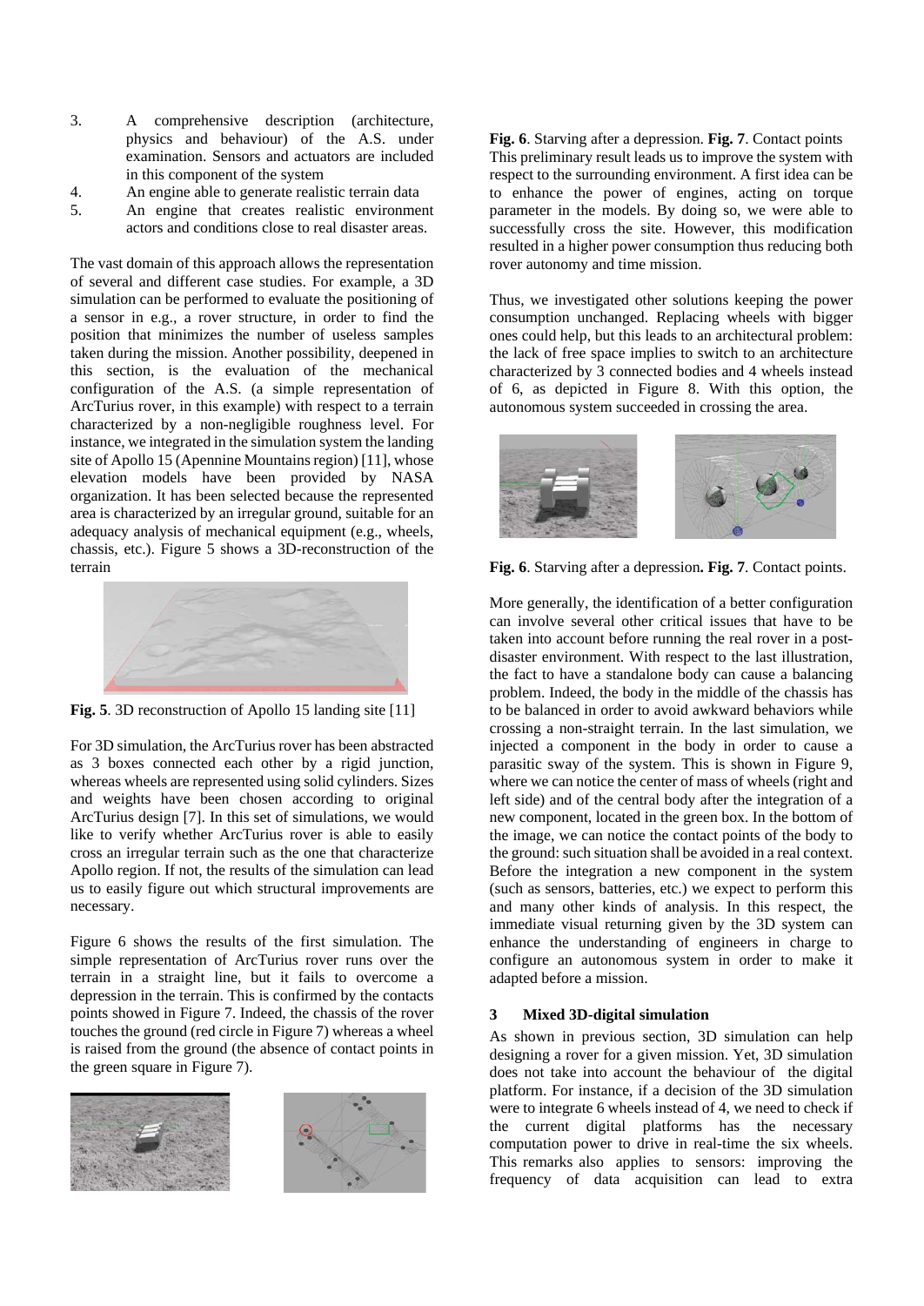3. A comprehensive description (architecture, physics and behaviour) of the A.S. under examination. Sensors and actuators are included in this component of the system
4. An engine able to generate realistic terrain data
5. An engine that creates realistic environment actors and conditions close to real disaster areas.

The vast domain of this approach allows the representation of several and different case studies. For example, a 3D simulation can be performed to evaluate the positioning of a sensor in e.g., a rover structure, in order to find the position that minimizes the number of useless samples taken during the mission. Another possibility, deepened in this section, is the evaluation of the mechanical configuration of the A.S. (a simple representation of ArcTurius rover, in this example) with respect to a terrain characterized by a non-negligible roughness level. For instance, we integrated in the simulation system the landing site of Apollo 15 (Apennine Mountains region) [11], whose elevation models have been provided by NASA organization. It has been selected because the represented area is characterized by an irregular ground, suitable for an adequacy analysis of mechanical equipment (e.g., wheels, chassis, etc.). Figure 5 shows a 3D-reconstruction of the terrain

**Fig. 5**. 3D reconstruction of Apollo 15 landing site [11]

For 3D simulation, the ArcTurius rover has been abstracted as 3 boxes connected each other by a rigid junction, whereas wheels are represented using solid cylinders. Sizes and weights have been chosen according to original ArcTurius design [7]. In this set of simulations, we would like to verify whether ArcTurius rover is able to easily cross an irregular terrain such as the one that characterize Apollo region. If not, the results of the simulation can lead us to easily figure out which structural improvements are necessary.

Figure 6 shows the results of the first simulation. The simple representation of ArcTurius rover runs over the terrain in a straight line, but it fails to overcome a depression in the terrain. This is confirmed by the contacts points showed in Figure 7. Indeed, the chassis of the rover touches the ground (red circle in Figure 7) whereas a wheel is raised from the ground (the absence of contact points in the green square in Figure 7).

**Fig. 6**. Starving after a depression. **Fig. 7**. Contact points

This preliminary result leads us to improve the system with respect to the surrounding environment. A first idea can be to enhance the power of engines, acting on torque parameter in the models. By doing so, we were able to successfully cross the site. However, this modification resulted in a higher power consumption thus reducing both rover autonomy and time mission.

Thus, we investigated other solutions keeping the power consumption unchanged. Replacing wheels with bigger ones could help, but this leads to an architectural problem: the lack of free space implies to switch to an architecture characterized by 3 connected bodies and 4 wheels instead of 6, as depicted in Figure 8. With this option, the autonomous system succeeded in crossing the area.

**Fig. 6**. Starving after a depression**. Fig. 7**. Contact points.

More generally, the identification of a better configuration can involve several other critical issues that have to be taken into account before running the real rover in a post-disaster environment. With respect to the last illustration, the fact to have a standalone body can cause a balancing problem. Indeed, the body in the middle of the chassis has to be balanced in order to avoid awkward behaviors while crossing a non-straight terrain. In the last simulation, we injected a component in the body in order to cause a parasitic sway of the system. This is shown in Figure 9, where we can notice the center of mass of wheels (right and left side) and of the central body after the integration of a new component, located in the green box. In the bottom of the image, we can notice the contact points of the body to the ground: such situation shall be avoided in a real context. Before the integration a new component in the system (such as sensors, batteries, etc.) we expect to perform this and many other kinds of analysis. In this respect, the immediate visual returning given by the 3D system can enhance the understanding of engineers in charge to configure an autonomous system in order to make it adapted before a mission.

### 3 Mixed 3D-digital simulation

As shown in previous section, 3D simulation can help designing a rover for a given mission. Yet, 3D simulation does not take into account the behaviour of the digital platform. For instance, if a decision of the 3D simulation were to integrate 6 wheels instead of 4, we need to check if the current digital platforms has the necessary computation power to drive in real-time the six wheels. This remarks also applies to sensors: improving the frequency of data acquisition can lead to extra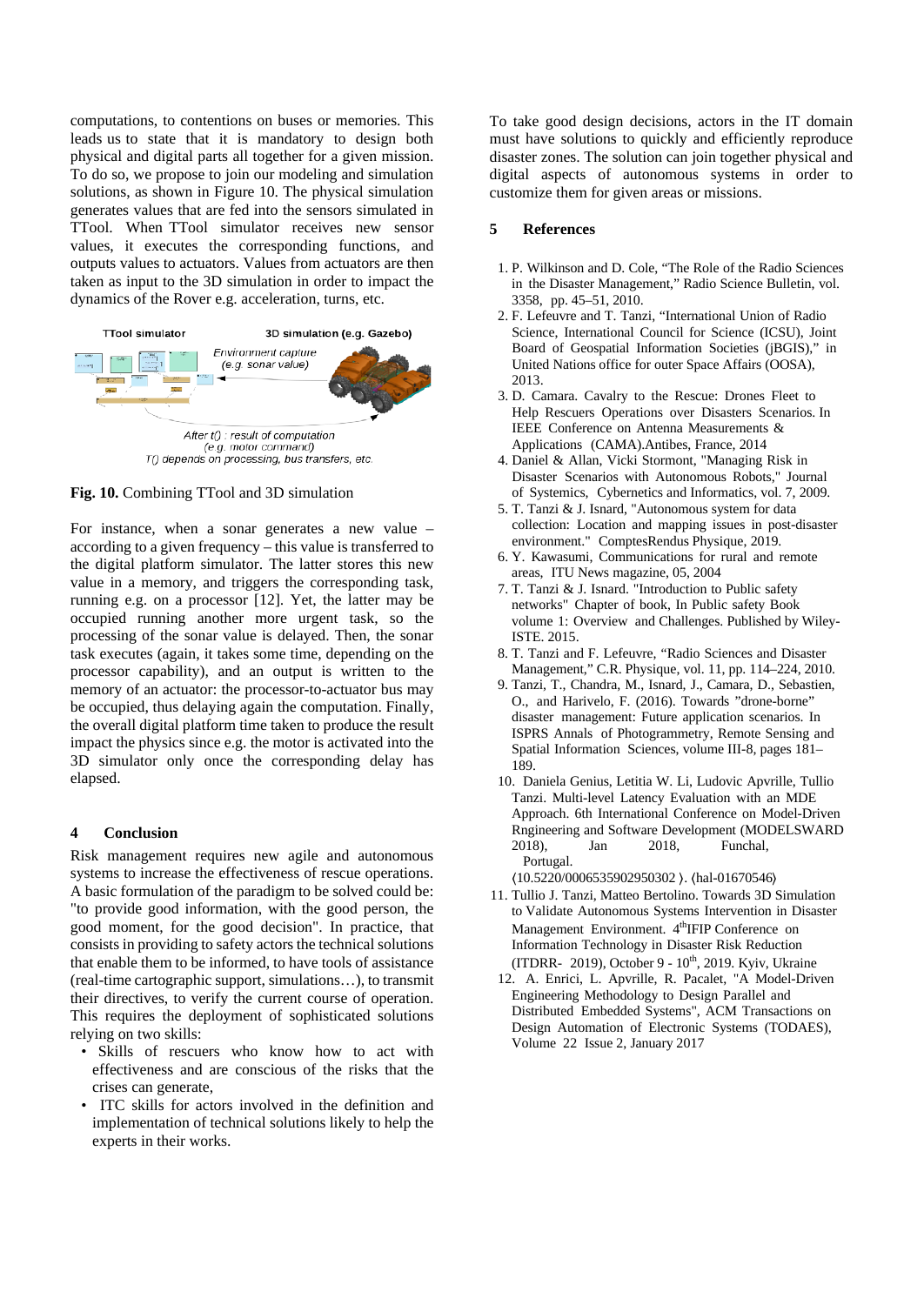computations, to contentions on buses or memories. This leads us to state that it is mandatory to design both physical and digital parts all together for a given mission. To do so, we propose to join our modeling and simulation solutions, as shown in Figure 10. The physical simulation generates values that are fed into the sensors simulated in TTool. When TTool simulator receives new sensor values, it executes the corresponding functions, and outputs values to actuators. Values from actuators are then taken as input to the 3D simulation in order to impact the dynamics of the Rover e.g. acceleration, turns, etc.

TTool simulator

3D simulation (e.g. Gazebo)

Environment capture (e.g. sonar value)

After t() : result of computation (e.g. motor command)

T() depends on processing, bus transfers, etc.

**Fig. 10.** Combining TTool and 3D simulation

For instance, when a sonar generates a new value – according to a given frequency – this value is transferred to the digital platform simulator. The latter stores this new value in a memory, and triggers the corresponding task, running e.g. on a processor [12]. Yet, the latter may be occupied running another more urgent task, so the processing of the sonar value is delayed. Then, the sonar task executes (again, it takes some time, depending on the processor capability), and an output is written to the memory of an actuator: the processor-to-actuator bus may be occupied, thus delaying again the computation. Finally, the overall digital platform time taken to produce the result impact the physics since e.g. the motor is activated into the 3D simulator only once the corresponding delay has elapsed.

## 4 Conclusion

Risk management requires new agile and autonomous systems to increase the effectiveness of rescue operations. A basic formulation of the paradigm to be solved could be: "to provide good information, with the good person, the good moment, for the good decision". In practice, that consists in providing to safety actors the technical solutions that enable them to be informed, to have tools of assistance (real-time cartographic support, simulations…), to transmit their directives, to verify the current course of operation. This requires the deployment of sophisticated solutions relying on two skills:

- Skills of rescuers who know how to act with effectiveness and are conscious of the risks that the crises can generate,
- ITC skills for actors involved in the definition and implementation of technical solutions likely to help the experts in their works.

To take good design decisions, actors in the IT domain must have solutions to quickly and efficiently reproduce disaster zones. The solution can join together physical and digital aspects of autonomous systems in order to customize them for given areas or missions.

## 5 References

1. P. Wilkinson and D. Cole, "The Role of the Radio Sciences in the Disaster Management," Radio Science Bulletin, vol. 3358, pp. 45–51, 2010.
2. F. Lefeuvre and T. Tanzi, "International Union of Radio Science, International Council for Science (ICSU), Joint Board of Geospatial Information Societies (jBGIS)," in United Nations office for outer Space Affairs (OOSA), 2013.
3. D. Camara. Cavalry to the Rescue: Drones Fleet to Help Rescuers Operations over Disasters Scenarios. In IEEE Conference on Antenna Measurements & Applications (CAMA).Antibes, France, 2014
4. Daniel & Allan, Vicki Stormont, "Managing Risk in Disaster Scenarios with Autonomous Robots," Journal of Systemics, Cybernetics and Informatics, vol. 7, 2009.
5. T. Tanzi & J. Isnard, "Autonomous system for data collection: Location and mapping issues in post-disaster environment." ComptesRendus Physique, 2019.
6. Y. Kawasumi, Communications for rural and remote areas, ITU News magazine, 05, 2004
7. T. Tanzi & J. Isnard. "Introduction to Public safety networks" Chapter of book, In Public safety Book volume 1: Overview and Challenges. Published by Wiley-ISTE. 2015.
8. T. Tanzi and F. Lefeuvre, "Radio Sciences and Disaster Management," C.R. Physique, vol. 11, pp. 114–224, 2010.
9. Tanzi, T., Chandra, M., Isnard, J., Camara, D., Sebastien, O., and Harivelo, F. (2016). Towards "drone-borne" disaster management: Future application scenarios. In ISPRS Annals of Photogrammetry, Remote Sensing and Spatial Information Sciences, volume III-8, pages 181–189.
10. Daniela Genius, Letitia W. Li, Ludovic Apvrille, Tullio Tanzi. Multi-level Latency Evaluation with an MDE Approach. 6th International Conference on Model-Driven Rngineering and Software Development (MODELSWARD 2018), Jan 2018, Funchal, Portugal. ⟨10.5220/0006535902950302⟩. ⟨hal-01670546⟩
11. Tullio J. Tanzi, Matteo Bertolino. Towards 3D Simulation to Validate Autonomous Systems Intervention in Disaster Management Environment. 4thIFIP Conference on Information Technology in Disaster Risk Reduction (ITDRR- 2019), October 9 - 10th, 2019. Kyiv, Ukraine
12. A. Enrici, L. Apvrille, R. Pacalet, "A Model-Driven Engineering Methodology to Design Parallel and Distributed Embedded Systems", ACM Transactions on Design Automation of Electronic Systems (TODAES), Volume 22 Issue 2, January 2017